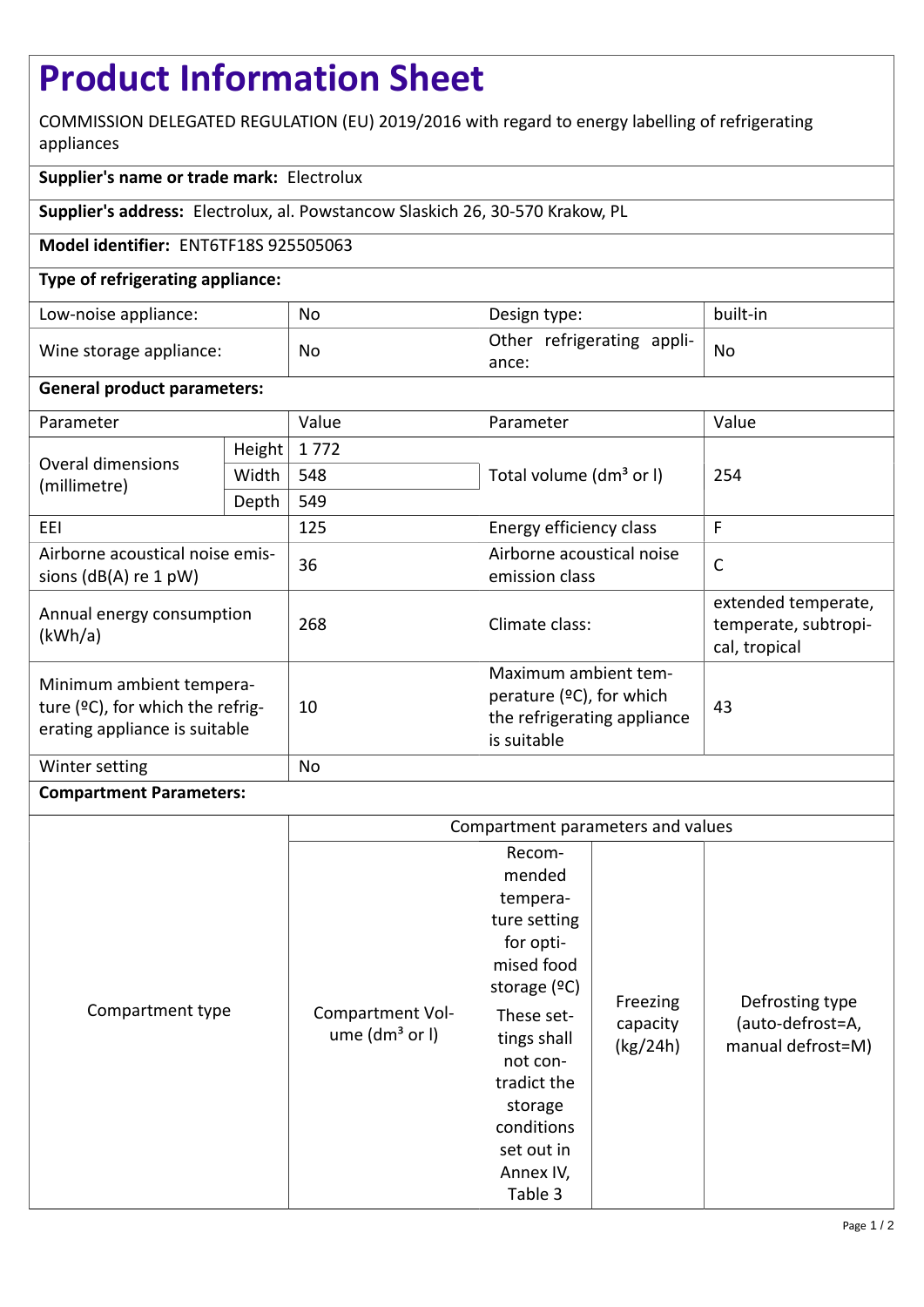# Product Information Sheet

COMMISSION DELEGATED REGULATION (EU) 2019/2016 with regard to energy labelling of refrigerating appliances

**Supplier's name or trade mark:** Electrolux

**Supplier's address:** Electrolux, al. Powstancow Slaskich 26, 30-570 Krakow, PL

**Model identifier:** ENT6TF18S 925505063

**Type of refrigerating appliance:**

| | | | |
|---|---|---|---|
| Low-noise appliance: | No | Design type: | built-in |
| Wine storage appliance: | No | Other refrigerating appliance: | No |

**General product parameters:**

| Parameter | | Value | Parameter | Value |
|---|---|---|---|---|
| Overal dimensions (millimetre) | Height | 1 772 | Total volume (dm³ or l) | 254 |
| | Width | 548 | | |
| | Depth | 549 | | |
| EEI | | 125 | Energy efficiency class | F |
| Airborne acoustical noise emissions (dB(A) re 1 pW) | | 36 | Airborne acoustical noise emission class | C |
| Annual energy consumption (kWh/a) | | 268 | Climate class: | extended temperate, temperate, subtropical, tropical |
| Minimum ambient temperature (ºC), for which the refrigerating appliance is suitable | | 10 | Maximum ambient temperature (ºC), for which the refrigerating appliance is suitable | 43 |
| Winter setting | | No | | |

**Compartment Parameters:**

| Compartment type | Compartment parameters and values | | | |
|---|---|---|---|---|
| | Compartment Volume (dm³ or l) | Recommended temperature setting for optimised food storage (ºC) These settings shall not contradict the storage conditions set out in Annex IV, Table 3 | Freezing capacity (kg/24h) | Defrosting type (auto-defrost=A, manual defrost=M) |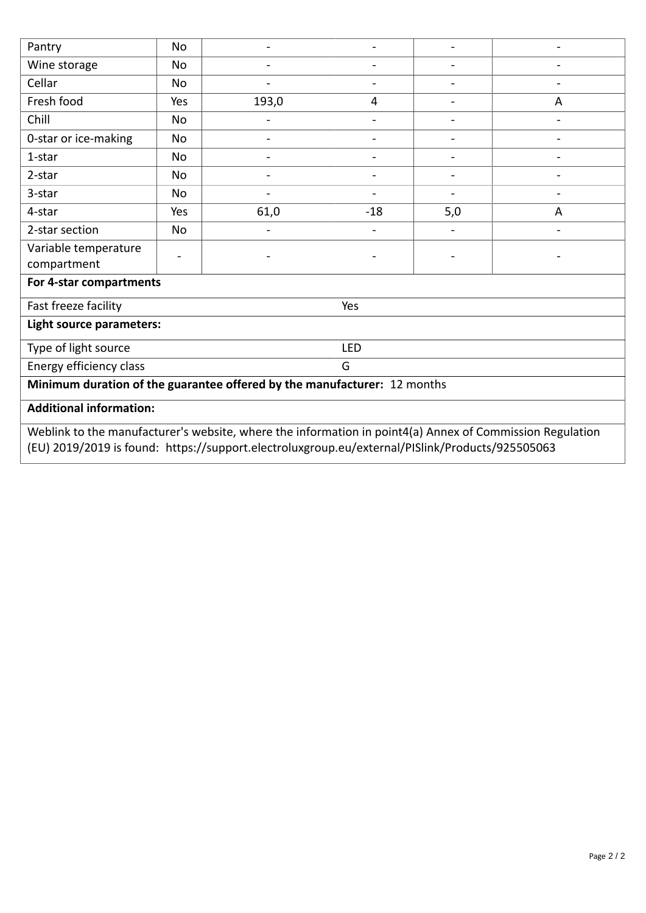| | | | | | |
|---|---|---|---|---|---|
| Pantry | No | - | - | - | - |
| Wine storage | No | - | - | - | - |
| Cellar | No | - | - | - | - |
| Fresh food | Yes | 193,0 | 4 | - | A |
| Chill | No | - | - | - | - |
| 0-star or ice-making | No | - | - | - | - |
| 1-star | No | - | - | - | - |
| 2-star | No | - | - | - | - |
| 3-star | No | - | - | - | - |
| 4-star | Yes | 61,0 | -18 | 5,0 | A |
| 2-star section | No | - | - | - | - |
| Variable temperature compartment | - | - | - | - | - |

**For 4-star compartments**

| | |
|---|---|
| Fast freeze facility | Yes |

**Light source parameters:**

| | |
|---|---|
| Type of light source | LED |
| Energy efficiency class | G |

**Minimum duration of the guarantee offered by the manufacturer:** 12 months

**Additional information:**

Weblink to the manufacturer's website, where the information in point4(a) Annex of Commission Regulation (EU) 2019/2019 is found: https://support.electroluxgroup.eu/external/PISlink/Products/925505063